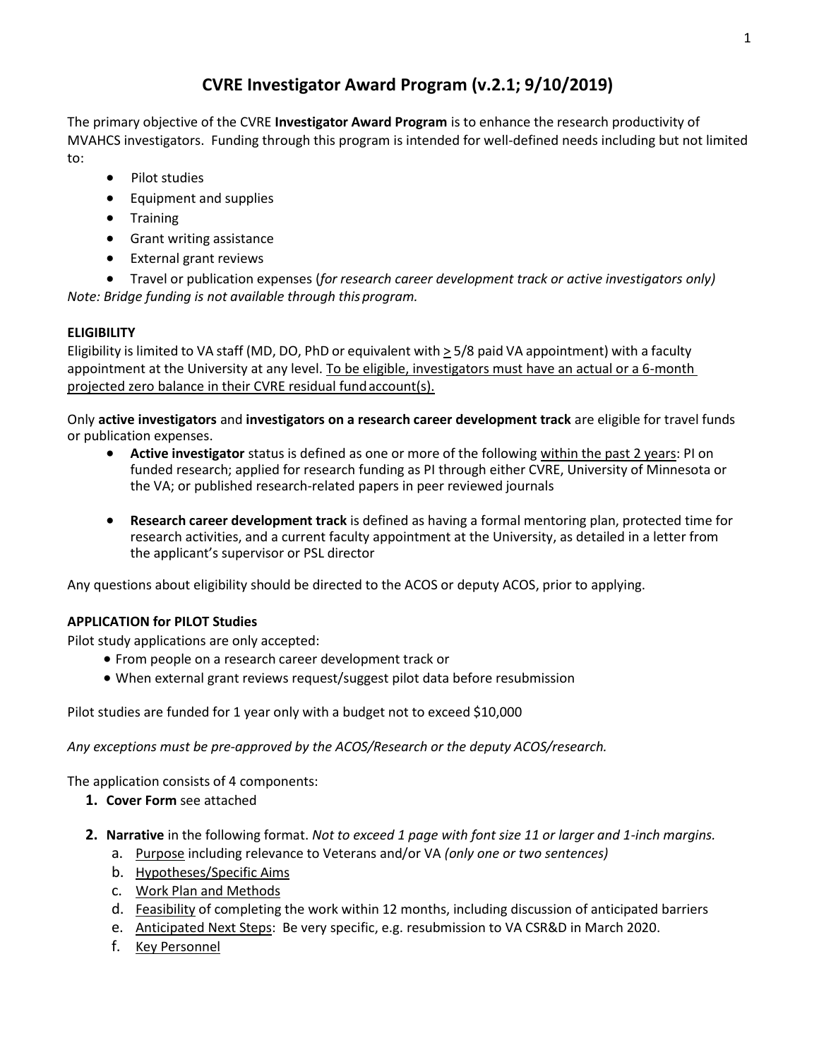# CVRE Investigator Award Program (v.2.1; 9/10/2019)

The primary objective of the CVRE **Investigator Award Program** is to enhance the research productivity of MVAHCS investigators. Funding through this program is intended for well-defined needs including but not limited to:

- Pilot studies
- Equipment and supplies
- Training
- Grant writing assistance
- External grant reviews
- Travel or publication expenses (*for research career development track or active investigators only)*

*Note: Bridge funding is not available through this program.*

**ELIGIBILITY**

Eligibility is limited to VA staff (MD, DO, PhD or equivalent with ≥ 5/8 paid VA appointment) with a faculty appointment at the University at any level. To be eligible, investigators must have an actual or a 6-month projected zero balance in their CVRE residual fund account(s).

Only **active investigators** and **investigators on a research career development track** are eligible for travel funds or publication expenses.

- **Active investigator** status is defined as one or more of the following within the past 2 years: PI on funded research; applied for research funding as PI through either CVRE, University of Minnesota or the VA; or published research-related papers in peer reviewed journals
- **Research career development track** is defined as having a formal mentoring plan, protected time for research activities, and a current faculty appointment at the University, as detailed in a letter from the applicant's supervisor or PSL director

Any questions about eligibility should be directed to the ACOS or deputy ACOS, prior to applying.

**APPLICATION for PILOT Studies**

Pilot study applications are only accepted:

- From people on a research career development track or
- When external grant reviews request/suggest pilot data before resubmission

Pilot studies are funded for 1 year only with a budget not to exceed $10,000

*Any exceptions must be pre-approved by the ACOS/Research or the deputy ACOS/research.*

The application consists of 4 components:

1. **Cover Form** see attached
2. **Narrative** in the following format. *Not to exceed 1 page with font size 11 or larger and 1-inch margins.*
   a. Purpose including relevance to Veterans and/or VA *(only one or two sentences)*
   b. Hypotheses/Specific Aims
   c. Work Plan and Methods
   d. Feasibility of completing the work within 12 months, including discussion of anticipated barriers
   e. Anticipated Next Steps: Be very specific, e.g. resubmission to VA CSR&D in March 2020.
   f. Key Personnel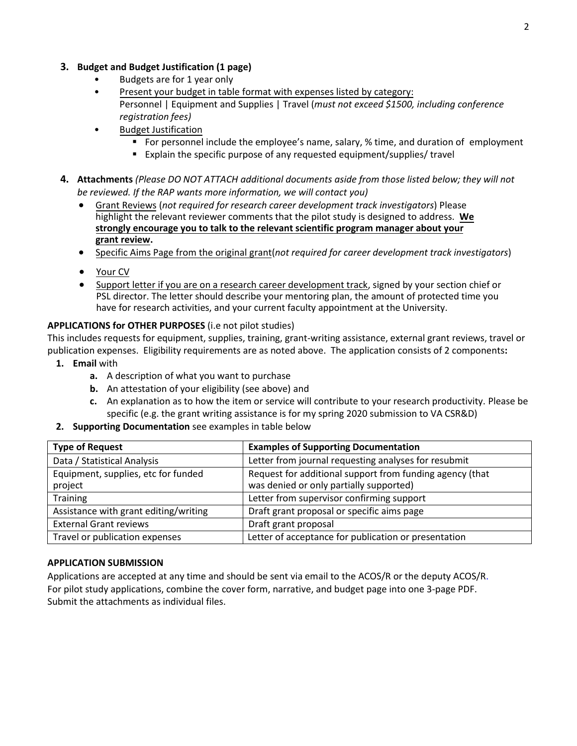3. **Budget and Budget Justification (1 page)**
    - Budgets are for 1 year only
    - Present your budget in table format with expenses listed by category:
      Personnel | Equipment and Supplies | Travel (*must not exceed $1500, including conference registration fees)*
    - Budget Justification
        - For personnel include the employee's name, salary, % time, and duration of employment
        - Explain the specific purpose of any requested equipment/supplies/ travel

4. **Attachments** *(Please DO NOT ATTACH additional documents aside from those listed below; they will not be reviewed. If the RAP wants more information, we will contact you)*
    - Grant Reviews (*not required for research career development track investigators*) Please highlight the relevant reviewer comments that the pilot study is designed to address. **We strongly encourage you to talk to the relevant scientific program manager about your grant review.**
    - Specific Aims Page from the original grant(*not required for career development track investigators*)
    - Your CV
    - Support letter if you are on a research career development track, signed by your section chief or PSL director. The letter should describe your mentoring plan, the amount of protected time you have for research activities, and your current faculty appointment at the University.

**APPLICATIONS for OTHER PURPOSES** (i.e not pilot studies)

This includes requests for equipment, supplies, training, grant-writing assistance, external grant reviews, travel or publication expenses. Eligibility requirements are as noted above. The application consists of 2 components**:**

1. **Email** with
    a. A description of what you want to purchase
    b. An attestation of your eligibility (see above) and
    c. An explanation as to how the item or service will contribute to your research productivity. Please be specific (e.g. the grant writing assistance is for my spring 2020 submission to VA CSR&D)
2. **Supporting Documentation** see examples in table below

| Type of Request | Examples of Supporting Documentation |
| --- | --- |
| Data / Statistical Analysis | Letter from journal requesting analyses for resubmit |
| Equipment, supplies, etc for funded project | Request for additional support from funding agency (that was denied or only partially supported) |
| Training | Letter from supervisor confirming support |
| Assistance with grant editing/writing | Draft grant proposal or specific aims page |
| External Grant reviews | Draft grant proposal |
| Travel or publication expenses | Letter of acceptance for publication or presentation |

**APPLICATION SUBMISSION**

Applications are accepted at any time and should be sent via email to the ACOS/R or the deputy ACOS/R. For pilot study applications, combine the cover form, narrative, and budget page into one 3-page PDF. Submit the attachments as individual files.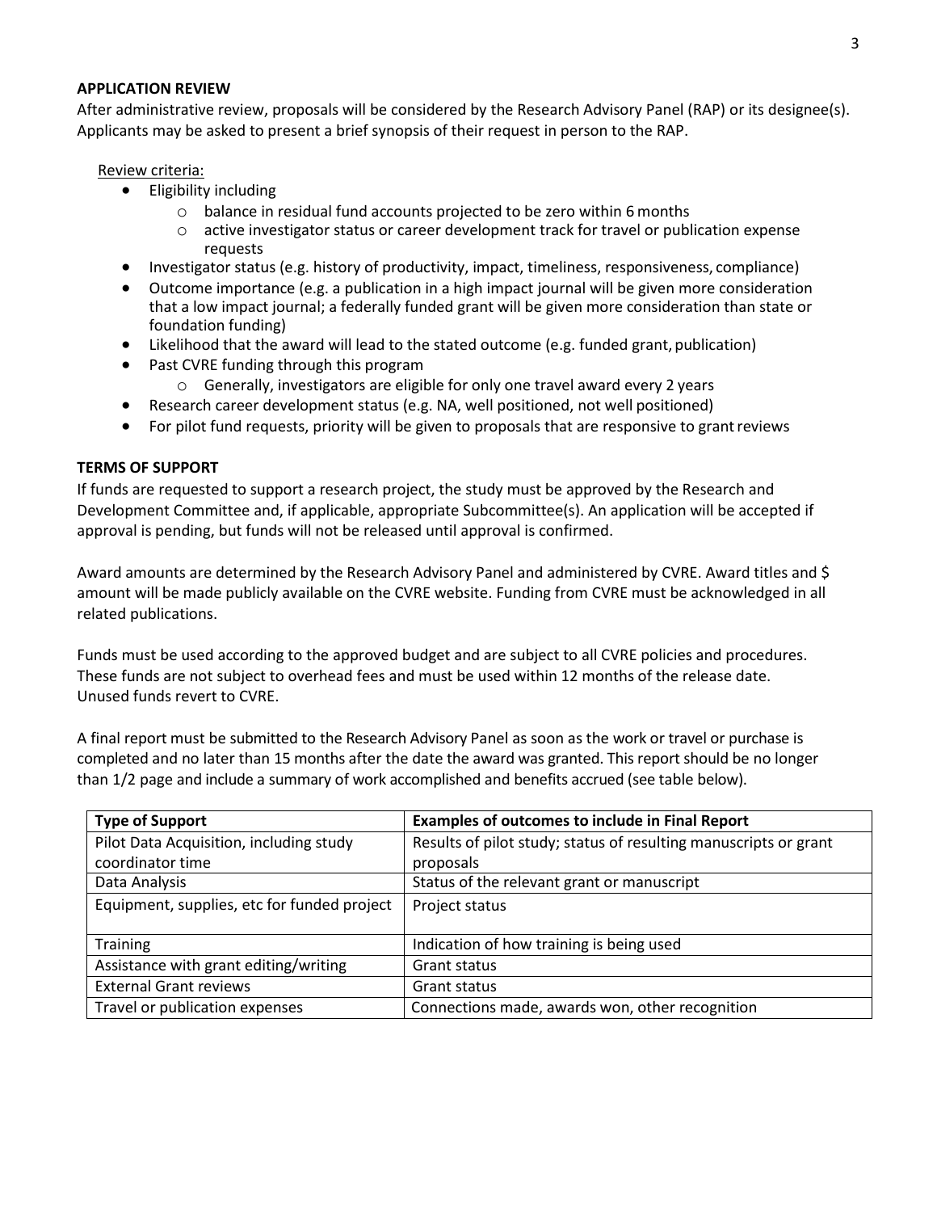**APPLICATION REVIEW**

After administrative review, proposals will be considered by the Research Advisory Panel (RAP) or its designee(s). Applicants may be asked to present a brief synopsis of their request in person to the RAP.

Review criteria:

- Eligibility including
  - balance in residual fund accounts projected to be zero within 6 months
  - active investigator status or career development track for travel or publication expense requests
- Investigator status (e.g. history of productivity, impact, timeliness, responsiveness, compliance)
- Outcome importance (e.g. a publication in a high impact journal will be given more consideration that a low impact journal; a federally funded grant will be given more consideration than state or foundation funding)
- Likelihood that the award will lead to the stated outcome (e.g. funded grant, publication)
- Past CVRE funding through this program
  - Generally, investigators are eligible for only one travel award every 2 years
- Research career development status (e.g. NA, well positioned, not well positioned)
- For pilot fund requests, priority will be given to proposals that are responsive to grant reviews

**TERMS OF SUPPORT**

If funds are requested to support a research project, the study must be approved by the Research and Development Committee and, if applicable, appropriate Subcommittee(s). An application will be accepted if approval is pending, but funds will not be released until approval is confirmed.

Award amounts are determined by the Research Advisory Panel and administered by CVRE. Award titles and $ amount will be made publicly available on the CVRE website. Funding from CVRE must be acknowledged in all related publications.

Funds must be used according to the approved budget and are subject to all CVRE policies and procedures. These funds are not subject to overhead fees and must be used within 12 months of the release date. Unused funds revert to CVRE.

A final report must be submitted to the Research Advisory Panel as soon as the work or travel or purchase is completed and no later than 15 months after the date the award was granted. This report should be no longer than 1/2 page and include a summary of work accomplished and benefits accrued (see table below).

| Type of Support | Examples of outcomes to include in Final Report |
|---|---|
| Pilot Data Acquisition, including study coordinator time | Results of pilot study; status of resulting manuscripts or grant proposals |
| Data Analysis | Status of the relevant grant or manuscript |
| Equipment, supplies, etc for funded project | Project status |
| Training | Indication of how training is being used |
| Assistance with grant editing/writing | Grant status |
| External Grant reviews | Grant status |
| Travel or publication expenses | Connections made, awards won, other recognition |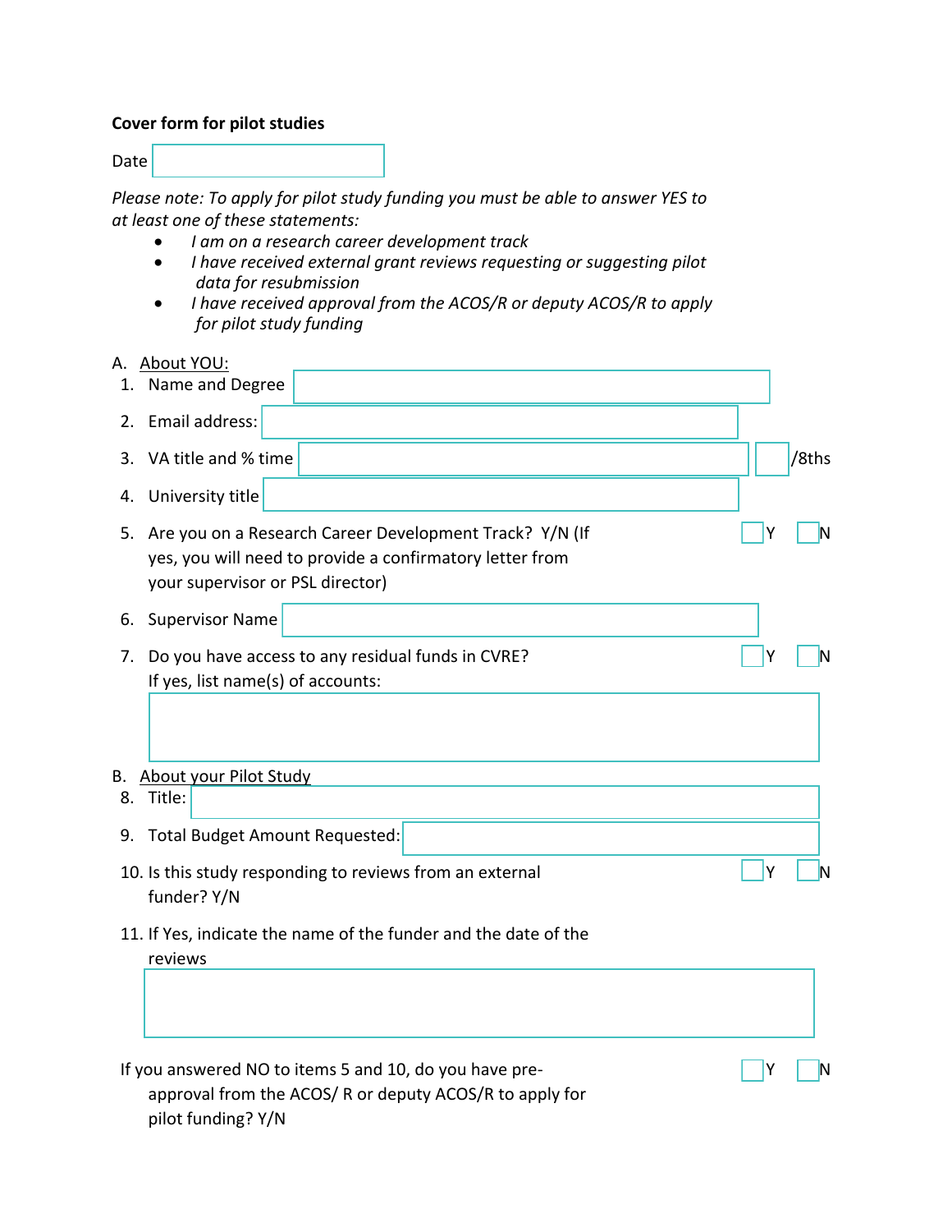**Cover form for pilot studies**

Date

*Please note: To apply for pilot study funding you must be able to answer YES to at least one of these statements:*

- *I am on a research career development track*
- *I have received external grant reviews requesting or suggesting pilot data for resubmission*
- *I have received approval from the ACOS/R or deputy ACOS/R to apply for pilot study funding*

A. About YOU:

1. Name and Degree
2. Email address:
3. VA title and % time /8ths
4. University title
5. Are you on a Research Career Development Track? Y/N (If yes, you will need to provide a confirmatory letter from your supervisor or PSL director) Y N
6. Supervisor Name
7. Do you have access to any residual funds in CVRE? Y N
   If yes, list name(s) of accounts:

B. About your Pilot Study

8. Title:
9. Total Budget Amount Requested:
10. Is this study responding to reviews from an external funder? Y/N Y N
11. If Yes, indicate the name of the funder and the date of the reviews

If you answered NO to items 5 and 10, do you have pre-approval from the ACOS/ R or deputy ACOS/R to apply for pilot funding? Y/N Y N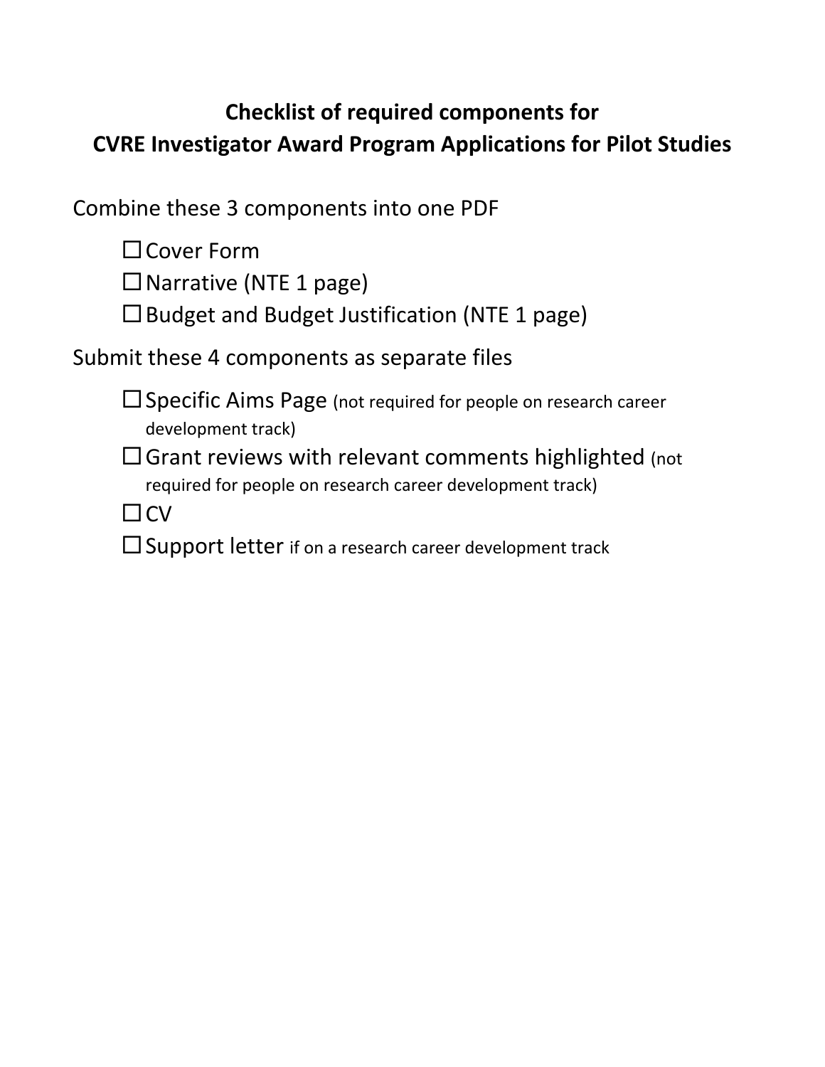## Checklist of required components for CVRE Investigator Award Program Applications for Pilot Studies

Combine these 3 components into one PDF

- ☐ Cover Form
- ☐ Narrative (NTE 1 page)
- ☐ Budget and Budget Justification (NTE 1 page)

Submit these 4 components as separate files

- ☐ Specific Aims Page (not required for people on research career development track)
- ☐ Grant reviews with relevant comments highlighted (not required for people on research career development track)
- ☐ CV
- ☐ Support letter if on a research career development track